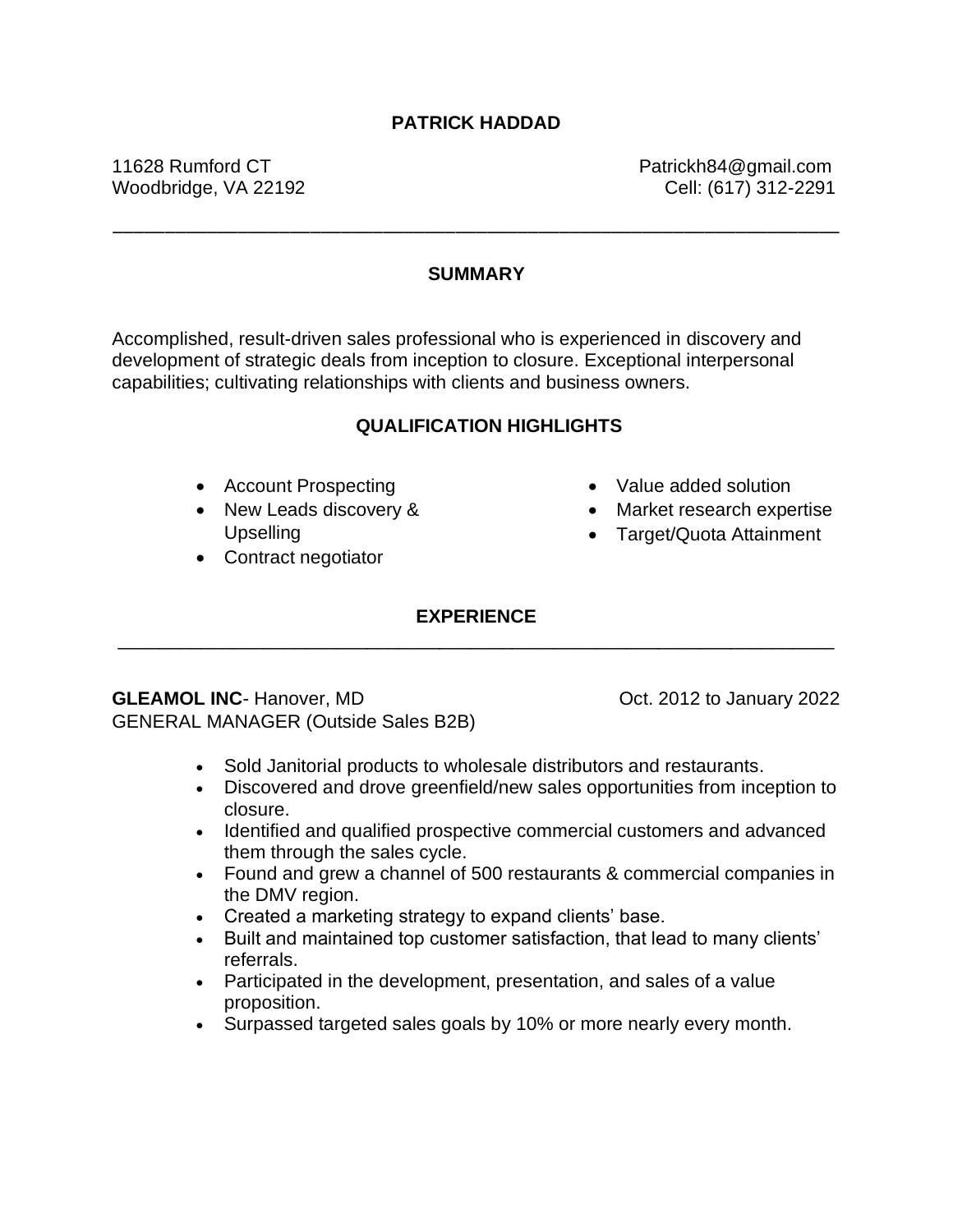# PATRICK HADDAD

11628 Rumford CT
Woodbridge, VA 22192

Patrickh84@gmail.com
Cell: (617) 312-2291

---

## SUMMARY

Accomplished, result-driven sales professional who is experienced in discovery and development of strategic deals from inception to closure. Exceptional interpersonal capabilities; cultivating relationships with clients and business owners.

## QUALIFICATION HIGHLIGHTS

- Account Prospecting
- New Leads discovery & Upselling
- Contract negotiator
- Value added solution
- Market research expertise
- Target/Quota Attainment

## EXPERIENCE

---

**GLEAMOL INC**- Hanover, MD — Oct. 2012 to January 2022
GENERAL MANAGER (Outside Sales B2B)

- Sold Janitorial products to wholesale distributors and restaurants.
- Discovered and drove greenfield/new sales opportunities from inception to closure.
- Identified and qualified prospective commercial customers and advanced them through the sales cycle.
- Found and grew a channel of 500 restaurants & commercial companies in the DMV region.
- Created a marketing strategy to expand clients' base.
- Built and maintained top customer satisfaction, that lead to many clients' referrals.
- Participated in the development, presentation, and sales of a value proposition.
- Surpassed targeted sales goals by 10% or more nearly every month.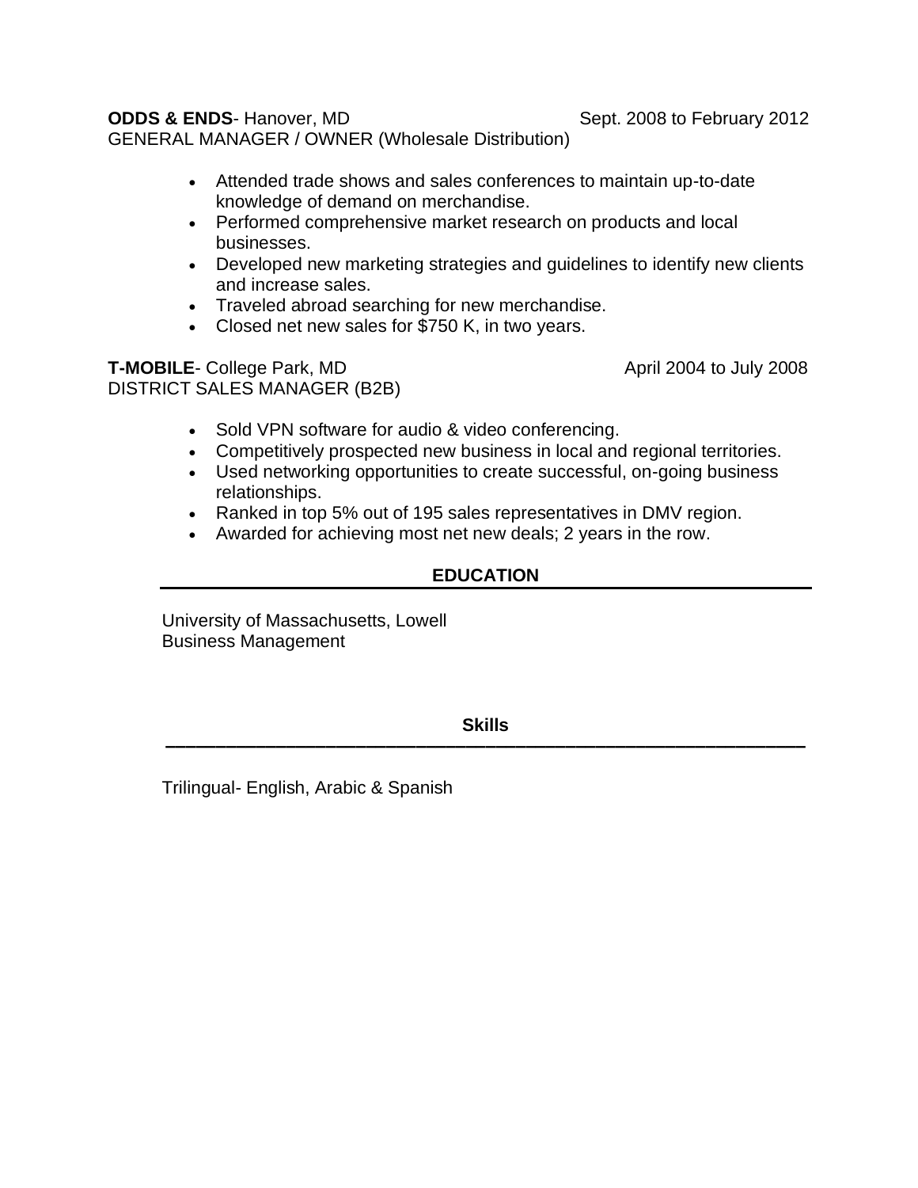**ODDS & ENDS**- Hanover, MD Sept. 2008 to February 2012
GENERAL MANAGER / OWNER (Wholesale Distribution)

- Attended trade shows and sales conferences to maintain up-to-date knowledge of demand on merchandise.
- Performed comprehensive market research on products and local businesses.
- Developed new marketing strategies and guidelines to identify new clients and increase sales.
- Traveled abroad searching for new merchandise.
- Closed net new sales for $750 K, in two years.

**T-MOBILE**- College Park, MD April 2004 to July 2008
DISTRICT SALES MANAGER (B2B)

- Sold VPN software for audio & video conferencing.
- Competitively prospected new business in local and regional territories.
- Used networking opportunities to create successful, on-going business relationships.
- Ranked in top 5% out of 195 sales representatives in DMV region.
- Awarded for achieving most net new deals; 2 years in the row.

## EDUCATION

University of Massachusetts, Lowell
Business Management

## Skills

Trilingual- English, Arabic & Spanish